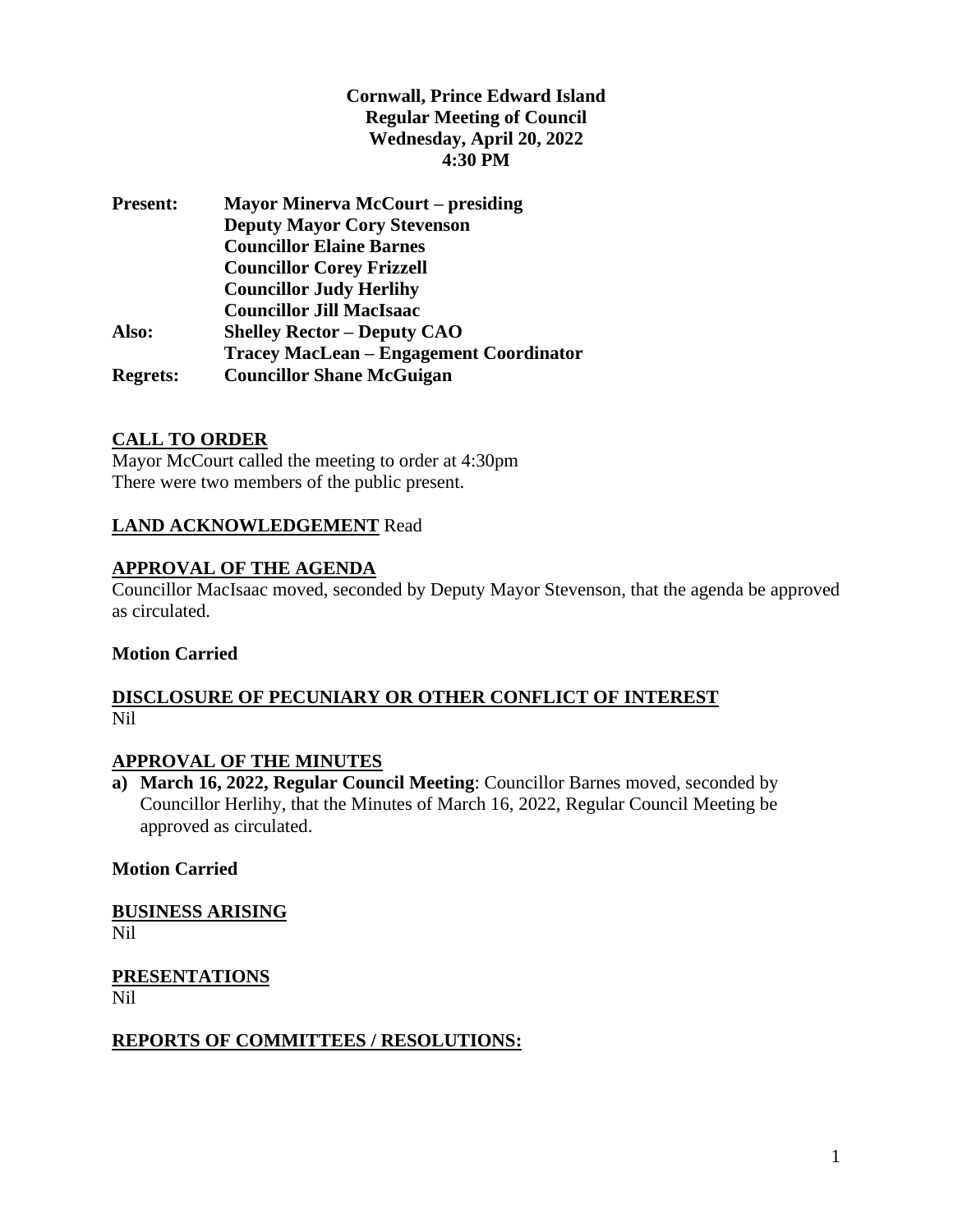**Cornwall, Prince Edward Island**
**Regular Meeting of Council**
**Wednesday, April 20, 2022**
**4:30 PM**

| | |
|---|---|
| **Present:** | **Mayor Minerva McCourt – presiding** |
| | **Deputy Mayor Cory Stevenson** |
| | **Councillor Elaine Barnes** |
| | **Councillor Corey Frizzell** |
| | **Councillor Judy Herlihy** |
| | **Councillor Jill MacIsaac** |
| **Also:** | **Shelley Rector – Deputy CAO** |
| | **Tracey MacLean – Engagement Coordinator** |
| **Regrets:** | **Councillor Shane McGuigan** |

## CALL TO ORDER

Mayor McCourt called the meeting to order at 4:30pm
There were two members of the public present.

## LAND ACKNOWLEDGEMENT Read

## APPROVAL OF THE AGENDA

Councillor MacIsaac moved, seconded by Deputy Mayor Stevenson, that the agenda be approved as circulated.

**Motion Carried**

## DISCLOSURE OF PECUNIARY OR OTHER CONFLICT OF INTEREST

Nil

## APPROVAL OF THE MINUTES

a) **March 16, 2022, Regular Council Meeting**: Councillor Barnes moved, seconded by Councillor Herlihy, that the Minutes of March 16, 2022, Regular Council Meeting be approved as circulated.

**Motion Carried**

## BUSINESS ARISING

Nil

## PRESENTATIONS

Nil

## REPORTS OF COMMITTEES / RESOLUTIONS: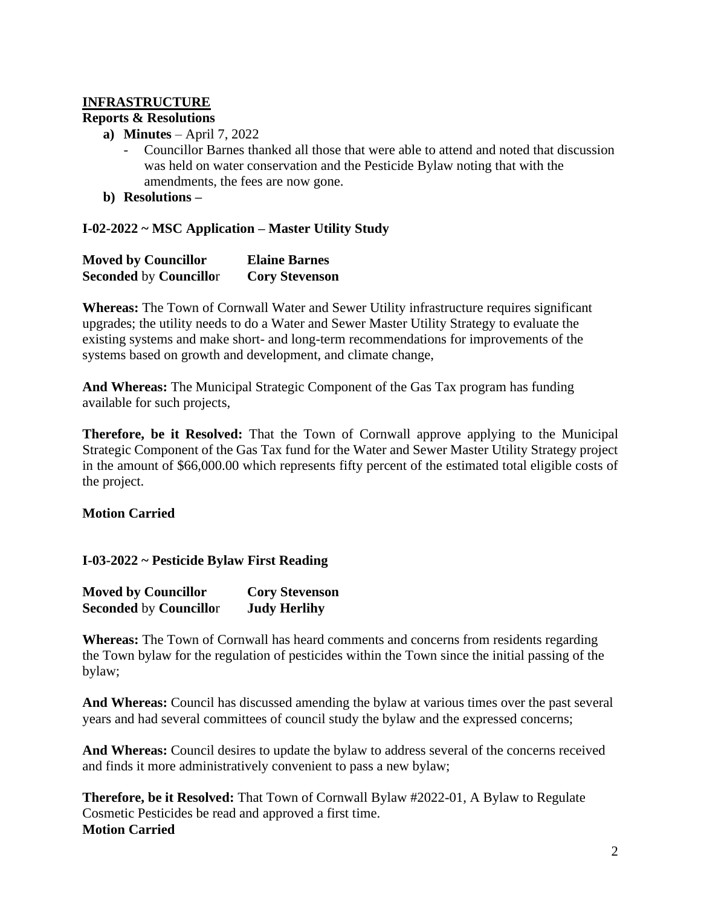## INFRASTRUCTURE

**Reports & Resolutions**

- **a) Minutes** – April 7, 2022
  - Councillor Barnes thanked all those that were able to attend and noted that discussion was held on water conservation and the Pesticide Bylaw noting that with the amendments, the fees are now gone.
- **b) Resolutions –**

**I-02-2022 ~ MSC Application – Master Utility Study**

**Moved by Councillor** **Elaine Barnes**
**Seconded** by **Councillo**r **Cory Stevenson**

**Whereas:** The Town of Cornwall Water and Sewer Utility infrastructure requires significant upgrades; the utility needs to do a Water and Sewer Master Utility Strategy to evaluate the existing systems and make short- and long-term recommendations for improvements of the systems based on growth and development, and climate change,

**And Whereas:** The Municipal Strategic Component of the Gas Tax program has funding available for such projects,

**Therefore, be it Resolved:** That the Town of Cornwall approve applying to the Municipal Strategic Component of the Gas Tax fund for the Water and Sewer Master Utility Strategy project in the amount of $66,000.00 which represents fifty percent of the estimated total eligible costs of the project.

**Motion Carried**

**I-03-2022 ~ Pesticide Bylaw First Reading**

**Moved by Councillor** **Cory Stevenson**
**Seconded** by **Councillo**r **Judy Herlihy**

**Whereas:** The Town of Cornwall has heard comments and concerns from residents regarding the Town bylaw for the regulation of pesticides within the Town since the initial passing of the bylaw;

**And Whereas:** Council has discussed amending the bylaw at various times over the past several years and had several committees of council study the bylaw and the expressed concerns;

**And Whereas:** Council desires to update the bylaw to address several of the concerns received and finds it more administratively convenient to pass a new bylaw;

**Therefore, be it Resolved:** That Town of Cornwall Bylaw #2022-01, A Bylaw to Regulate Cosmetic Pesticides be read and approved a first time.
**Motion Carried**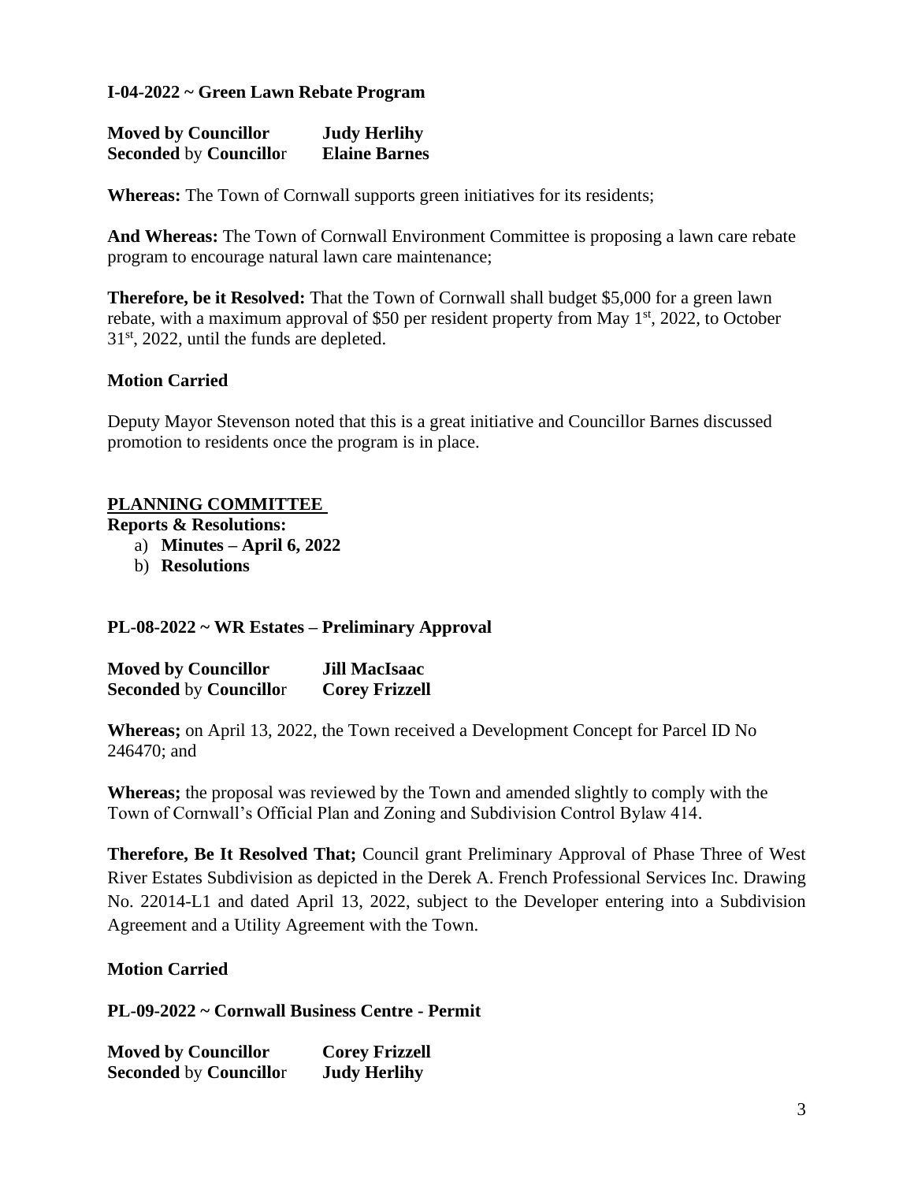**I-04-2022 ~ Green Lawn Rebate Program**

**Moved by Councillor** **Judy Herlihy**
**Seconded** by **Councillo**r **Elaine Barnes**

**Whereas:** The Town of Cornwall supports green initiatives for its residents;

**And Whereas:** The Town of Cornwall Environment Committee is proposing a lawn care rebate program to encourage natural lawn care maintenance;

**Therefore, be it Resolved:** That the Town of Cornwall shall budget $5,000 for a green lawn rebate, with a maximum approval of $50 per resident property from May 1st, 2022, to October 31st, 2022, until the funds are depleted.

**Motion Carried**

Deputy Mayor Stevenson noted that this is a great initiative and Councillor Barnes discussed promotion to residents once the program is in place.

## PLANNING COMMITTEE

**Reports & Resolutions:**

a) **Minutes – April 6, 2022**
b) **Resolutions**

**PL-08-2022 ~ WR Estates – Preliminary Approval**

**Moved by Councillor** **Jill MacIsaac**
**Seconded** by **Councillo**r **Corey Frizzell**

**Whereas;** on April 13, 2022, the Town received a Development Concept for Parcel ID No 246470; and

**Whereas;** the proposal was reviewed by the Town and amended slightly to comply with the Town of Cornwall's Official Plan and Zoning and Subdivision Control Bylaw 414.

**Therefore, Be It Resolved That;** Council grant Preliminary Approval of Phase Three of West River Estates Subdivision as depicted in the Derek A. French Professional Services Inc. Drawing No. 22014-L1 and dated April 13, 2022, subject to the Developer entering into a Subdivision Agreement and a Utility Agreement with the Town.

**Motion Carried**

**PL-09-2022 ~ Cornwall Business Centre - Permit**

**Moved by Councillor** **Corey Frizzell**
**Seconded** by **Councillo**r **Judy Herlihy**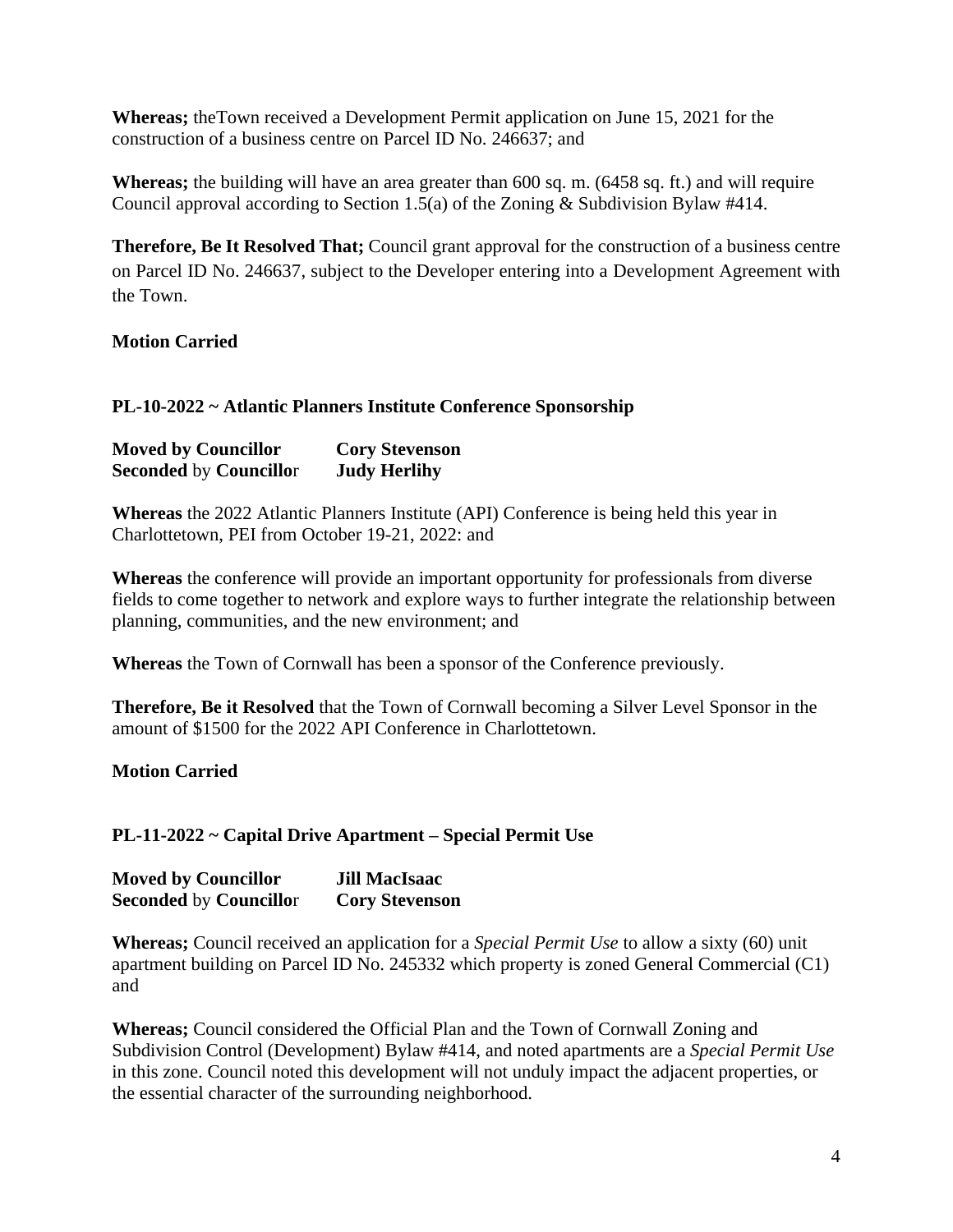**Whereas;** theTown received a Development Permit application on June 15, 2021 for the construction of a business centre on Parcel ID No. 246637; and

**Whereas;** the building will have an area greater than 600 sq. m. (6458 sq. ft.) and will require Council approval according to Section 1.5(a) of the Zoning & Subdivision Bylaw #414.

**Therefore, Be It Resolved That;** Council grant approval for the construction of a business centre on Parcel ID No. 246637, subject to the Developer entering into a Development Agreement with the Town.

**Motion Carried**

**PL-10-2022 ~ Atlantic Planners Institute Conference Sponsorship**

**Moved by Councillor** **Cory Stevenson**
**Seconded** by **Councillo**r **Judy Herlihy**

**Whereas** the 2022 Atlantic Planners Institute (API) Conference is being held this year in Charlottetown, PEI from October 19-21, 2022: and

**Whereas** the conference will provide an important opportunity for professionals from diverse fields to come together to network and explore ways to further integrate the relationship between planning, communities, and the new environment; and

**Whereas** the Town of Cornwall has been a sponsor of the Conference previously.

**Therefore, Be it Resolved** that the Town of Cornwall becoming a Silver Level Sponsor in the amount of $1500 for the 2022 API Conference in Charlottetown.

**Motion Carried**

**PL-11-2022 ~ Capital Drive Apartment – Special Permit Use**

**Moved by Councillor** **Jill MacIsaac**
**Seconded** by **Councillo**r **Cory Stevenson**

**Whereas;** Council received an application for a *Special Permit Use* to allow a sixty (60) unit apartment building on Parcel ID No. 245332 which property is zoned General Commercial (C1) and

**Whereas;** Council considered the Official Plan and the Town of Cornwall Zoning and Subdivision Control (Development) Bylaw #414, and noted apartments are a *Special Permit Use* in this zone. Council noted this development will not unduly impact the adjacent properties, or the essential character of the surrounding neighborhood.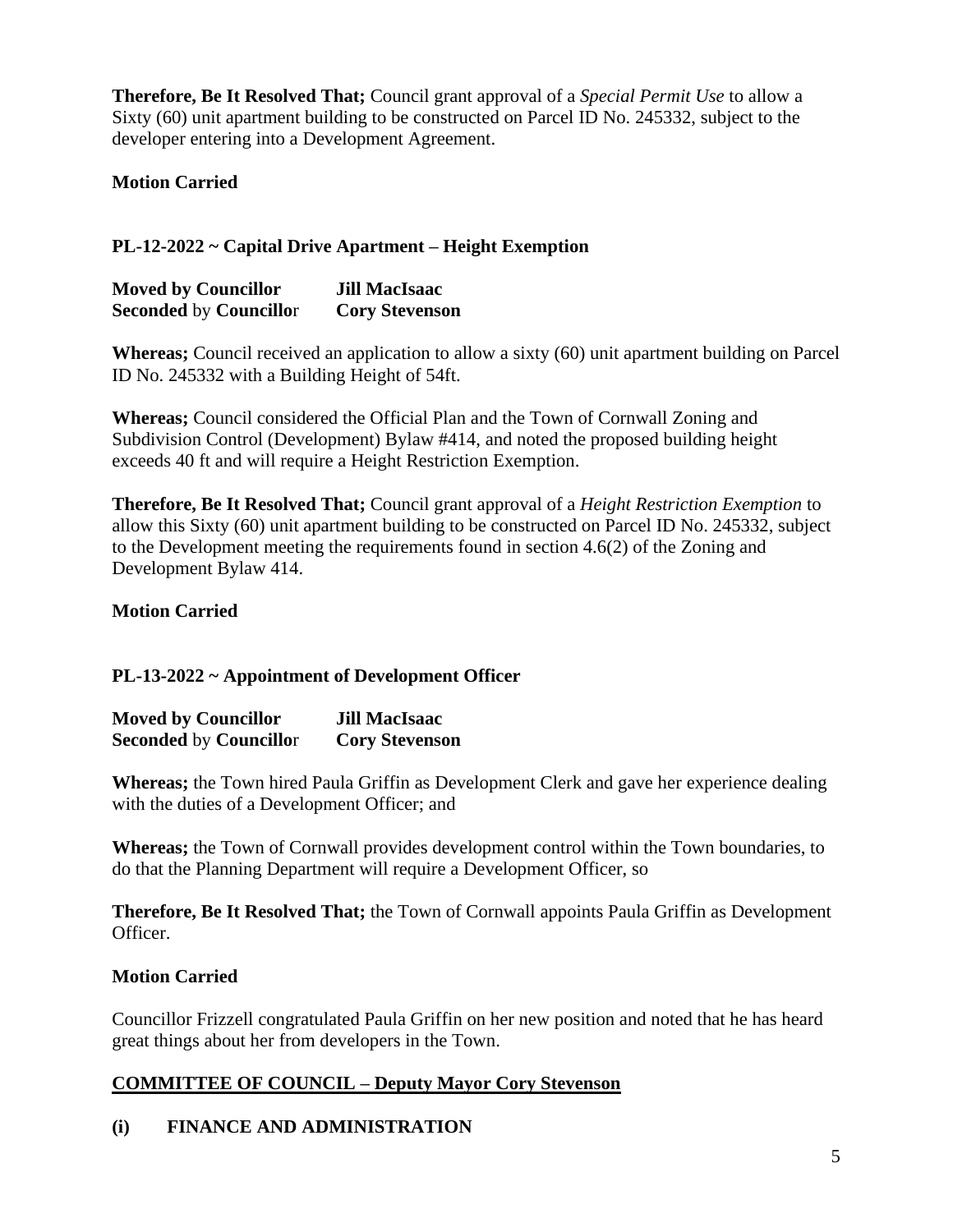**Therefore, Be It Resolved That;** Council grant approval of a *Special Permit Use* to allow a Sixty (60) unit apartment building to be constructed on Parcel ID No. 245332, subject to the developer entering into a Development Agreement.

**Motion Carried**

**PL-12-2022 ~ Capital Drive Apartment – Height Exemption**

**Moved by Councillor** **Jill MacIsaac**
**Seconded** by **Councillo**r **Cory Stevenson**

**Whereas;** Council received an application to allow a sixty (60) unit apartment building on Parcel ID No. 245332 with a Building Height of 54ft.

**Whereas;** Council considered the Official Plan and the Town of Cornwall Zoning and Subdivision Control (Development) Bylaw #414, and noted the proposed building height exceeds 40 ft and will require a Height Restriction Exemption.

**Therefore, Be It Resolved That;** Council grant approval of a *Height Restriction Exemption* to allow this Sixty (60) unit apartment building to be constructed on Parcel ID No. 245332, subject to the Development meeting the requirements found in section 4.6(2) of the Zoning and Development Bylaw 414.

**Motion Carried**

**PL-13-2022 ~ Appointment of Development Officer**

**Moved by Councillor** **Jill MacIsaac**
**Seconded** by **Councillo**r **Cory Stevenson**

**Whereas;** the Town hired Paula Griffin as Development Clerk and gave her experience dealing with the duties of a Development Officer; and

**Whereas;** the Town of Cornwall provides development control within the Town boundaries, to do that the Planning Department will require a Development Officer, so

**Therefore, Be It Resolved That;** the Town of Cornwall appoints Paula Griffin as Development Officer.

**Motion Carried**

Councillor Frizzell congratulated Paula Griffin on her new position and noted that he has heard great things about her from developers in the Town.

**COMMITTEE OF COUNCIL – Deputy Mayor Cory Stevenson**

**(i) FINANCE AND ADMINISTRATION**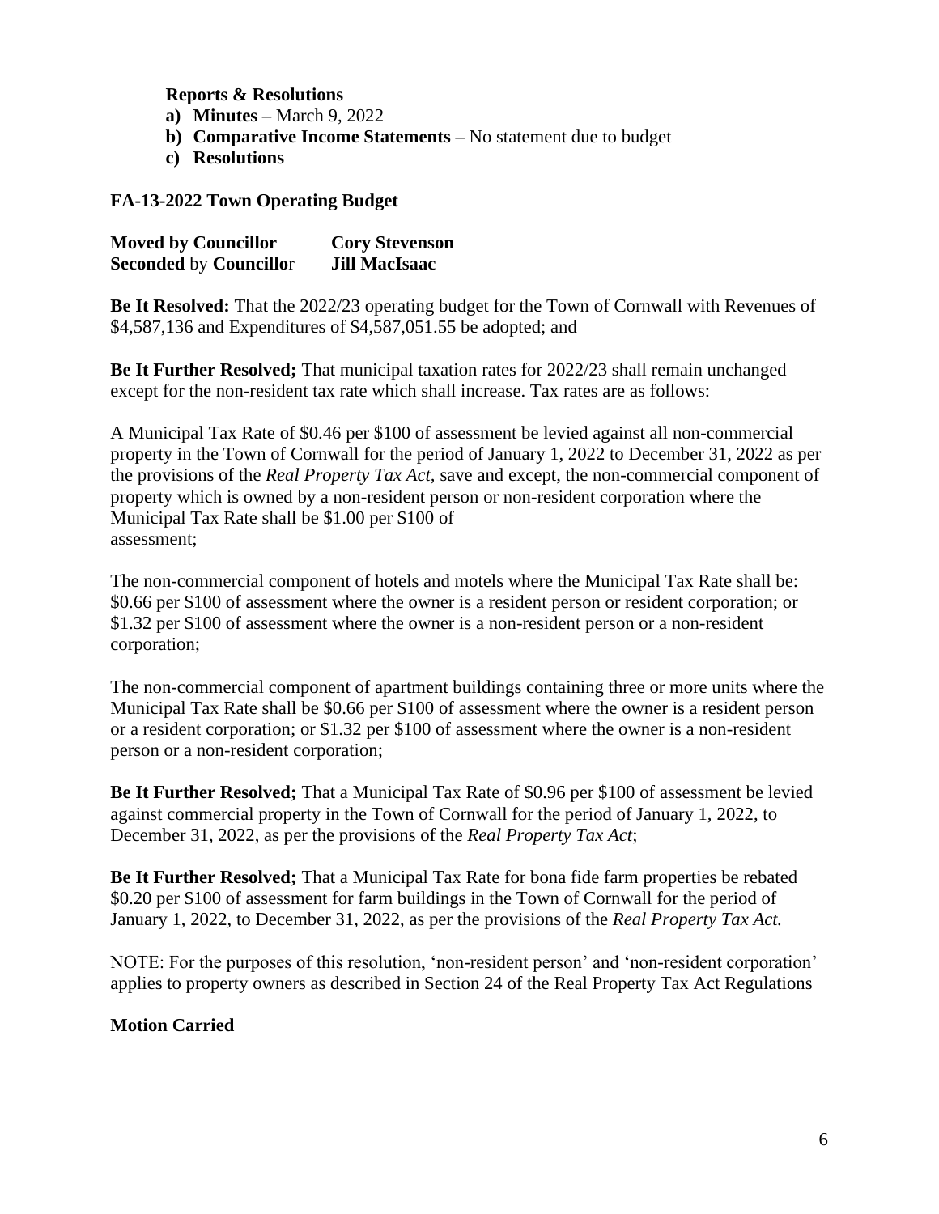**Reports & Resolutions**

- **a) Minutes –** March 9, 2022
- **b) Comparative Income Statements –** No statement due to budget
- **c) Resolutions**

**FA-13-2022 Town Operating Budget**

**Moved by Councillor** **Cory Stevenson**
**Seconded** by **Councillo**r **Jill MacIsaac**

**Be It Resolved:** That the 2022/23 operating budget for the Town of Cornwall with Revenues of $4,587,136 and Expenditures of $4,587,051.55 be adopted; and

**Be It Further Resolved;** That municipal taxation rates for 2022/23 shall remain unchanged except for the non-resident tax rate which shall increase. Tax rates are as follows:

A Municipal Tax Rate of $0.46 per $100 of assessment be levied against all non-commercial property in the Town of Cornwall for the period of January 1, 2022 to December 31, 2022 as per the provisions of the *Real Property Tax Act,* save and except, the non-commercial component of property which is owned by a non-resident person or non-resident corporation where the Municipal Tax Rate shall be $1.00 per $100 of assessment;

The non-commercial component of hotels and motels where the Municipal Tax Rate shall be: $0.66 per $100 of assessment where the owner is a resident person or resident corporation; or $1.32 per $100 of assessment where the owner is a non-resident person or a non-resident corporation;

The non-commercial component of apartment buildings containing three or more units where the Municipal Tax Rate shall be $0.66 per $100 of assessment where the owner is a resident person or a resident corporation; or $1.32 per $100 of assessment where the owner is a non-resident person or a non-resident corporation;

**Be It Further Resolved;** That a Municipal Tax Rate of $0.96 per $100 of assessment be levied against commercial property in the Town of Cornwall for the period of January 1, 2022, to December 31, 2022, as per the provisions of the *Real Property Tax Act*;

**Be It Further Resolved;** That a Municipal Tax Rate for bona fide farm properties be rebated $0.20 per $100 of assessment for farm buildings in the Town of Cornwall for the period of January 1, 2022, to December 31, 2022, as per the provisions of the *Real Property Tax Act.*

NOTE: For the purposes of this resolution, 'non-resident person' and 'non-resident corporation' applies to property owners as described in Section 24 of the Real Property Tax Act Regulations

**Motion Carried**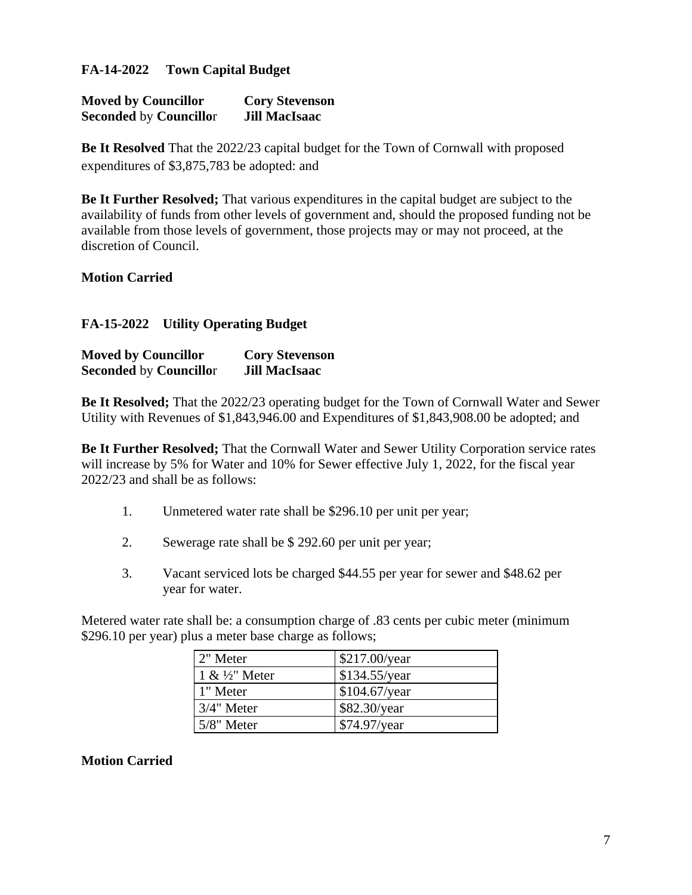**FA-14-2022 Town Capital Budget**

**Moved by Councillor** **Cory Stevenson**
**Seconded** by **Councillor** **Jill MacIsaac**

**Be It Resolved** That the 2022/23 capital budget for the Town of Cornwall with proposed expenditures of $3,875,783 be adopted: and

**Be It Further Resolved;** That various expenditures in the capital budget are subject to the availability of funds from other levels of government and, should the proposed funding not be available from those levels of government, those projects may or may not proceed, at the discretion of Council.

**Motion Carried**

**FA-15-2022 Utility Operating Budget**

**Moved by Councillor** **Cory Stevenson**
**Seconded** by **Councillor** **Jill MacIsaac**

**Be It Resolved;** That the 2022/23 operating budget for the Town of Cornwall Water and Sewer Utility with Revenues of $1,843,946.00 and Expenditures of $1,843,908.00 be adopted; and

**Be It Further Resolved;** That the Cornwall Water and Sewer Utility Corporation service rates will increase by 5% for Water and 10% for Sewer effective July 1, 2022, for the fiscal year 2022/23 and shall be as follows:

1. Unmetered water rate shall be $296.10 per unit per year;
2. Sewerage rate shall be $ 292.60 per unit per year;
3. Vacant serviced lots be charged $44.55 per year for sewer and $48.62 per year for water.

Metered water rate shall be: a consumption charge of .83 cents per cubic meter (minimum $296.10 per year) plus a meter base charge as follows;

| | |
|---|---|
| 2" Meter | $217.00/year |
| 1 & ½" Meter | $134.55/year |
| 1" Meter | $104.67/year |
| 3/4" Meter | $82.30/year |
| 5/8" Meter | $74.97/year |

**Motion Carried**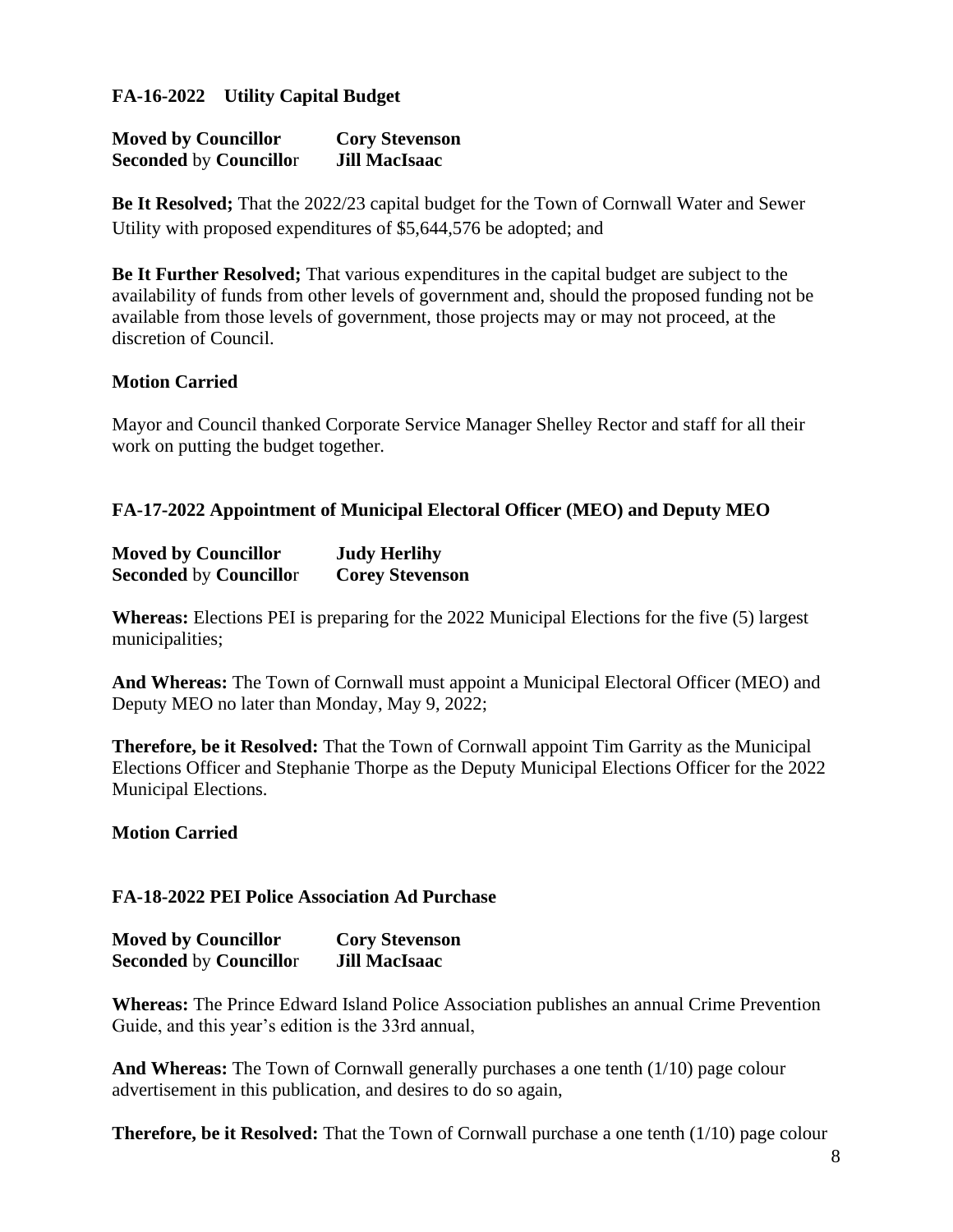**FA-16-2022 Utility Capital Budget**

**Moved by Councillor** **Cory Stevenson**
**Seconded** by **Councillo**r **Jill MacIsaac**

**Be It Resolved;** That the 2022/23 capital budget for the Town of Cornwall Water and Sewer Utility with proposed expenditures of $5,644,576 be adopted; and

**Be It Further Resolved;** That various expenditures in the capital budget are subject to the availability of funds from other levels of government and, should the proposed funding not be available from those levels of government, those projects may or may not proceed, at the discretion of Council.

**Motion Carried**

Mayor and Council thanked Corporate Service Manager Shelley Rector and staff for all their work on putting the budget together.

**FA-17-2022 Appointment of Municipal Electoral Officer (MEO) and Deputy MEO**

**Moved by Councillor** **Judy Herlihy**
**Seconded** by **Councillo**r **Corey Stevenson**

**Whereas:** Elections PEI is preparing for the 2022 Municipal Elections for the five (5) largest municipalities;

**And Whereas:** The Town of Cornwall must appoint a Municipal Electoral Officer (MEO) and Deputy MEO no later than Monday, May 9, 2022;

**Therefore, be it Resolved:** That the Town of Cornwall appoint Tim Garrity as the Municipal Elections Officer and Stephanie Thorpe as the Deputy Municipal Elections Officer for the 2022 Municipal Elections.

**Motion Carried**

**FA-18-2022 PEI Police Association Ad Purchase**

**Moved by Councillor** **Cory Stevenson**
**Seconded** by **Councillo**r **Jill MacIsaac**

**Whereas:** The Prince Edward Island Police Association publishes an annual Crime Prevention Guide, and this year's edition is the 33rd annual,

**And Whereas:** The Town of Cornwall generally purchases a one tenth (1/10) page colour advertisement in this publication, and desires to do so again,

**Therefore, be it Resolved:** That the Town of Cornwall purchase a one tenth (1/10) page colour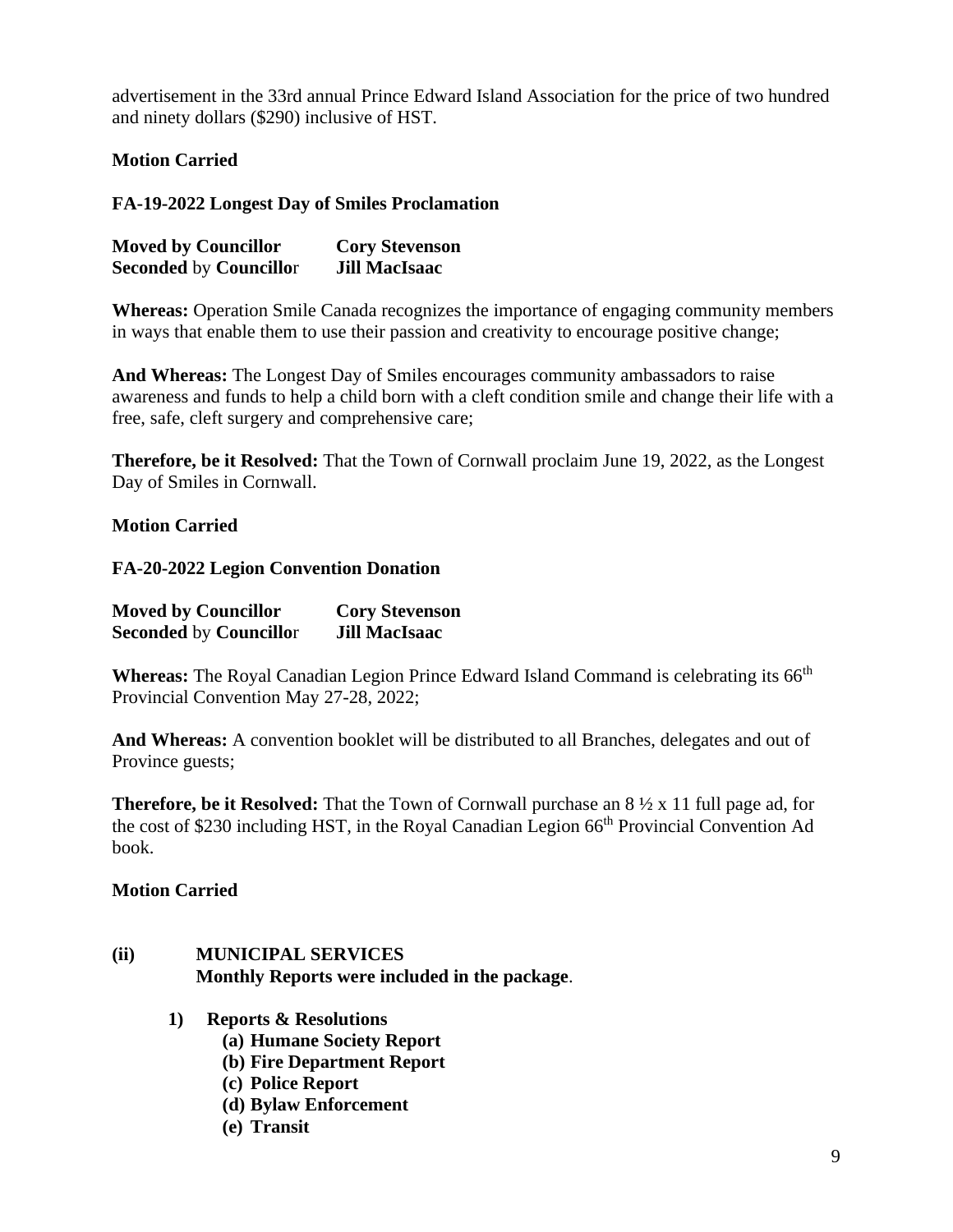advertisement in the 33rd annual Prince Edward Island Association for the price of two hundred and ninety dollars ($290) inclusive of HST.

**Motion Carried**

**FA-19-2022 Longest Day of Smiles Proclamation**

**Moved by Councillor** **Cory Stevenson**
**Seconded** by **Councillo**r **Jill MacIsaac**

**Whereas:** Operation Smile Canada recognizes the importance of engaging community members in ways that enable them to use their passion and creativity to encourage positive change;

**And Whereas:** The Longest Day of Smiles encourages community ambassadors to raise awareness and funds to help a child born with a cleft condition smile and change their life with a free, safe, cleft surgery and comprehensive care;

**Therefore, be it Resolved:** That the Town of Cornwall proclaim June 19, 2022, as the Longest Day of Smiles in Cornwall.

**Motion Carried**

**FA-20-2022 Legion Convention Donation**

**Moved by Councillor** **Cory Stevenson**
**Seconded** by **Councillo**r **Jill MacIsaac**

**Whereas:** The Royal Canadian Legion Prince Edward Island Command is celebrating its 66th Provincial Convention May 27-28, 2022;

**And Whereas:** A convention booklet will be distributed to all Branches, delegates and out of Province guests;

**Therefore, be it Resolved:** That the Town of Cornwall purchase an 8 ½ x 11 full page ad, for the cost of $230 including HST, in the Royal Canadian Legion 66th Provincial Convention Ad book.

**Motion Carried**

**(ii) MUNICIPAL SERVICES**
**Monthly Reports were included in the package**.

1) **Reports & Resolutions**
   - **(a) Humane Society Report**
   - **(b) Fire Department Report**
   - **(c) Police Report**
   - **(d) Bylaw Enforcement**
   - **(e) Transit**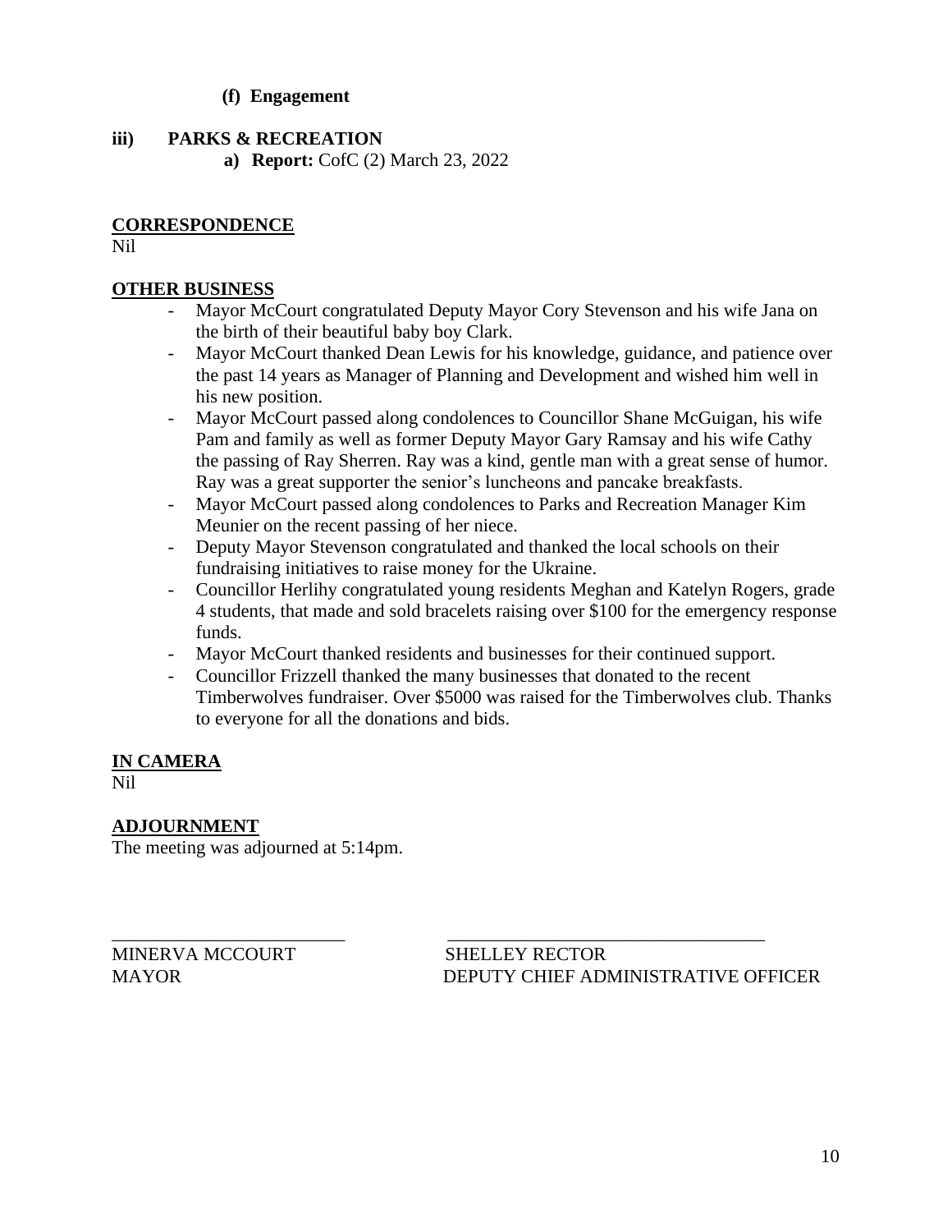**(f) Engagement**

**iii) PARKS & RECREATION**

**a) Report:** CofC (2) March 23, 2022

## CORRESPONDENCE

Nil

## OTHER BUSINESS

- Mayor McCourt congratulated Deputy Mayor Cory Stevenson and his wife Jana on the birth of their beautiful baby boy Clark.
- Mayor McCourt thanked Dean Lewis for his knowledge, guidance, and patience over the past 14 years as Manager of Planning and Development and wished him well in his new position.
- Mayor McCourt passed along condolences to Councillor Shane McGuigan, his wife Pam and family as well as former Deputy Mayor Gary Ramsay and his wife Cathy the passing of Ray Sherren. Ray was a kind, gentle man with a great sense of humor. Ray was a great supporter the senior's luncheons and pancake breakfasts.
- Mayor McCourt passed along condolences to Parks and Recreation Manager Kim Meunier on the recent passing of her niece.
- Deputy Mayor Stevenson congratulated and thanked the local schools on their fundraising initiatives to raise money for the Ukraine.
- Councillor Herlihy congratulated young residents Meghan and Katelyn Rogers, grade 4 students, that made and sold bracelets raising over $100 for the emergency response funds.
- Mayor McCourt thanked residents and businesses for their continued support.
- Councillor Frizzell thanked the many businesses that donated to the recent Timberwolves fundraiser. Over $5000 was raised for the Timberwolves club. Thanks to everyone for all the donations and bids.

## IN CAMERA

Nil

## ADJOURNMENT

The meeting was adjourned at 5:14pm.

\_\_\_\_\_\_\_\_\_\_\_\_\_\_\_\_\_\_\_\_\_\_\_\_\_
MINERVA MCCOURT
MAYOR

\_\_\_\_\_\_\_\_\_\_\_\_\_\_\_\_\_\_\_\_\_\_\_\_\_\_\_\_\_\_\_\_\_\_
SHELLEY RECTOR
DEPUTY CHIEF ADMINISTRATIVE OFFICER